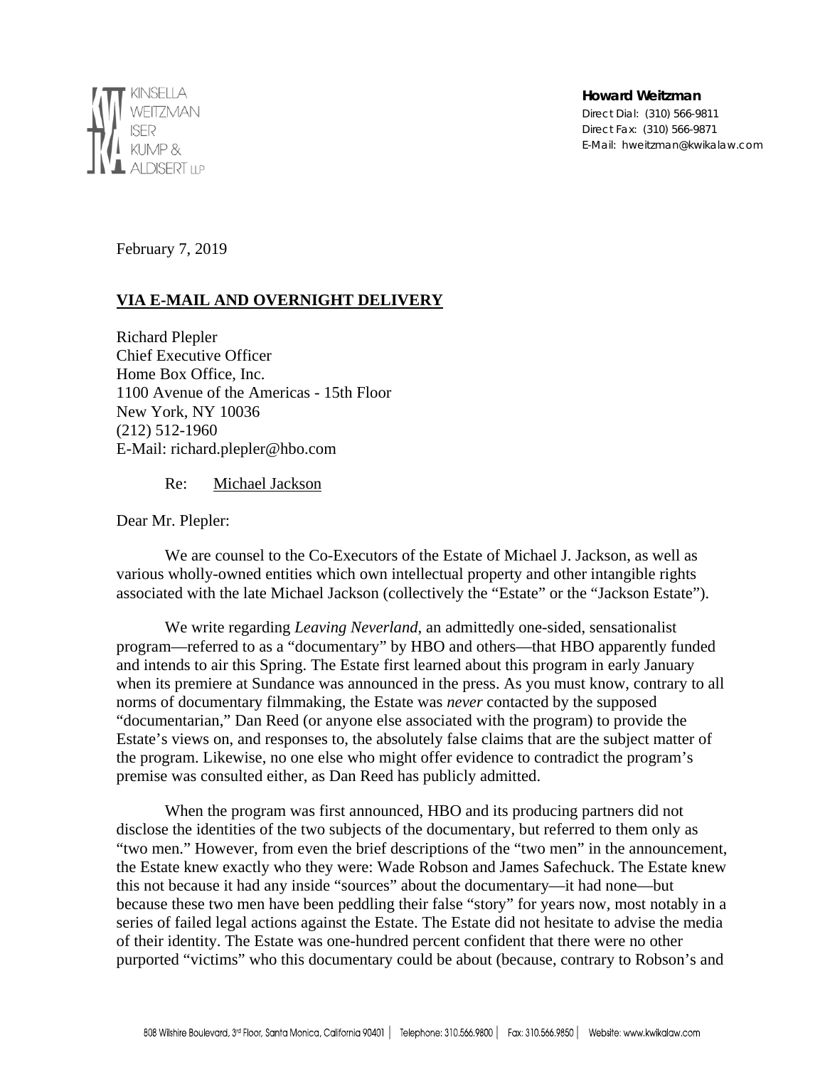KINSELLA
WEITZMAN
ISER
KUMP &
ALDISERT LLP

**Howard Weitzman**
Direct Dial: (310) 566-9811
Direct Fax: (310) 566-9871
E-Mail: hweitzman@kwikalaw.com

February 7, 2019

**VIA E-MAIL AND OVERNIGHT DELIVERY**

Richard Plepler
Chief Executive Officer
Home Box Office, Inc.
1100 Avenue of the Americas - 15th Floor
New York, NY 10036
(212) 512-1960
E-Mail: richard.plepler@hbo.com

Re: Michael Jackson

Dear Mr. Plepler:

We are counsel to the Co-Executors of the Estate of Michael J. Jackson, as well as various wholly-owned entities which own intellectual property and other intangible rights associated with the late Michael Jackson (collectively the "Estate" or the "Jackson Estate").

We write regarding *Leaving Neverland*, an admittedly one-sided, sensationalist program—referred to as a "documentary" by HBO and others—that HBO apparently funded and intends to air this Spring. The Estate first learned about this program in early January when its premiere at Sundance was announced in the press. As you must know, contrary to all norms of documentary filmmaking, the Estate was *never* contacted by the supposed "documentarian," Dan Reed (or anyone else associated with the program) to provide the Estate's views on, and responses to, the absolutely false claims that are the subject matter of the program. Likewise, no one else who might offer evidence to contradict the program's premise was consulted either, as Dan Reed has publicly admitted.

When the program was first announced, HBO and its producing partners did not disclose the identities of the two subjects of the documentary, but referred to them only as "two men." However, from even the brief descriptions of the "two men" in the announcement, the Estate knew exactly who they were: Wade Robson and James Safechuck. The Estate knew this not because it had any inside "sources" about the documentary—it had none—but because these two men have been peddling their false "story" for years now, most notably in a series of failed legal actions against the Estate. The Estate did not hesitate to advise the media of their identity. The Estate was one-hundred percent confident that there were no other purported "victims" who this documentary could be about (because, contrary to Robson's and

808 Wilshire Boulevard, 3rd Floor, Santa Monica, California 90401 | Telephone: 310.566.9800 | Fax: 310.566.9850 | Website: www.kwikalaw.com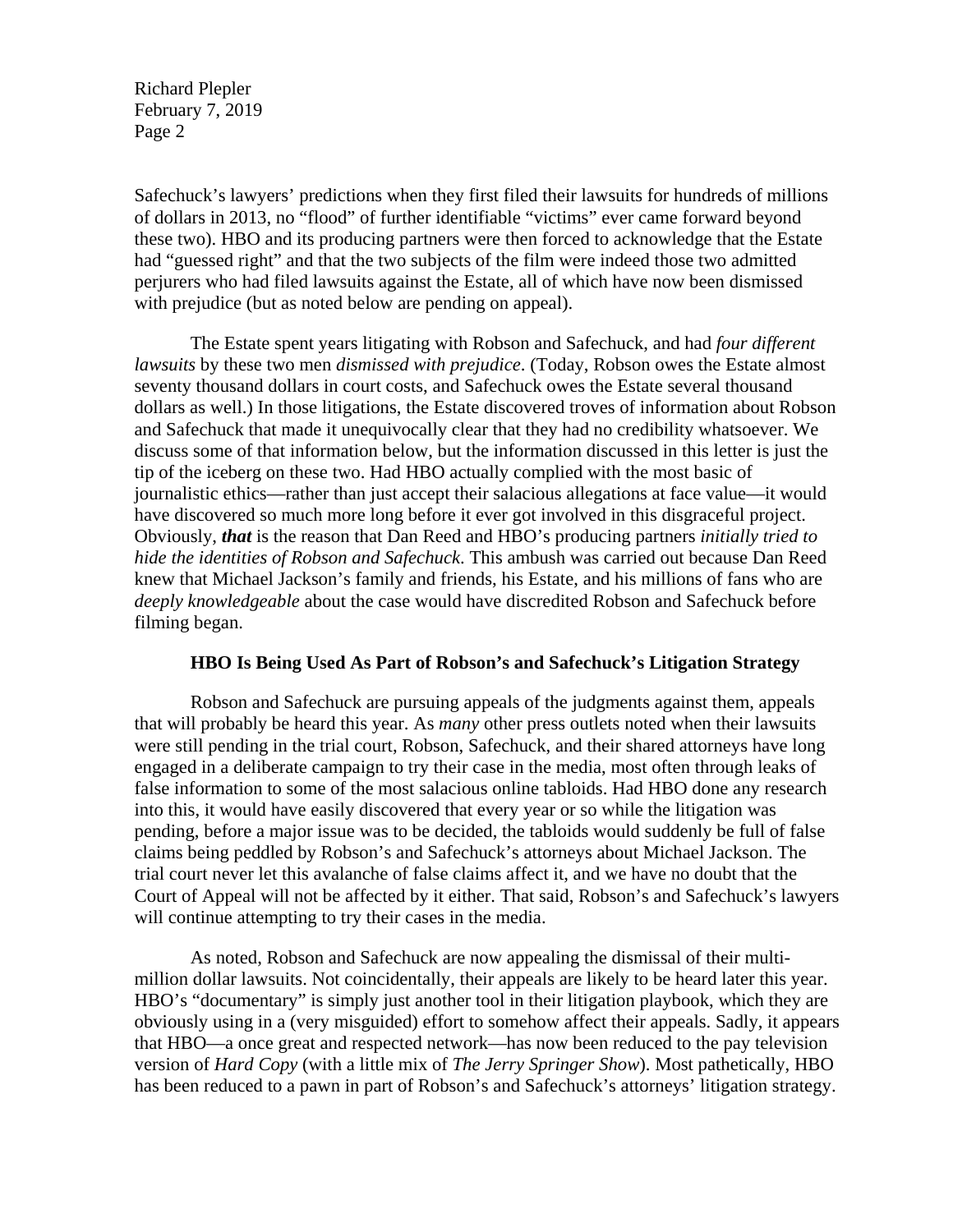Safechuck's lawyers' predictions when they first filed their lawsuits for hundreds of millions of dollars in 2013, no "flood" of further identifiable "victims" ever came forward beyond these two). HBO and its producing partners were then forced to acknowledge that the Estate had "guessed right" and that the two subjects of the film were indeed those two admitted perjurers who had filed lawsuits against the Estate, all of which have now been dismissed with prejudice (but as noted below are pending on appeal).

The Estate spent years litigating with Robson and Safechuck, and had *four different lawsuits* by these two men *dismissed with prejudice*. (Today, Robson owes the Estate almost seventy thousand dollars in court costs, and Safechuck owes the Estate several thousand dollars as well.) In those litigations, the Estate discovered troves of information about Robson and Safechuck that made it unequivocally clear that they had no credibility whatsoever. We discuss some of that information below, but the information discussed in this letter is just the tip of the iceberg on these two. Had HBO actually complied with the most basic of journalistic ethics—rather than just accept their salacious allegations at face value—it would have discovered so much more long before it ever got involved in this disgraceful project. Obviously, ***that*** is the reason that Dan Reed and HBO's producing partners *initially tried to hide the identities of Robson and Safechuck*. This ambush was carried out because Dan Reed knew that Michael Jackson's family and friends, his Estate, and his millions of fans who are *deeply knowledgeable* about the case would have discredited Robson and Safechuck before filming began.

**HBO Is Being Used As Part of Robson's and Safechuck's Litigation Strategy**

Robson and Safechuck are pursuing appeals of the judgments against them, appeals that will probably be heard this year. As *many* other press outlets noted when their lawsuits were still pending in the trial court, Robson, Safechuck, and their shared attorneys have long engaged in a deliberate campaign to try their case in the media, most often through leaks of false information to some of the most salacious online tabloids. Had HBO done any research into this, it would have easily discovered that every year or so while the litigation was pending, before a major issue was to be decided, the tabloids would suddenly be full of false claims being peddled by Robson's and Safechuck's attorneys about Michael Jackson. The trial court never let this avalanche of false claims affect it, and we have no doubt that the Court of Appeal will not be affected by it either. That said, Robson's and Safechuck's lawyers will continue attempting to try their cases in the media.

As noted, Robson and Safechuck are now appealing the dismissal of their multi-million dollar lawsuits. Not coincidentally, their appeals are likely to be heard later this year. HBO's "documentary" is simply just another tool in their litigation playbook, which they are obviously using in a (very misguided) effort to somehow affect their appeals. Sadly, it appears that HBO—a once great and respected network—has now been reduced to the pay television version of *Hard Copy* (with a little mix of *The Jerry Springer Show*). Most pathetically, HBO has been reduced to a pawn in part of Robson's and Safechuck's attorneys' litigation strategy.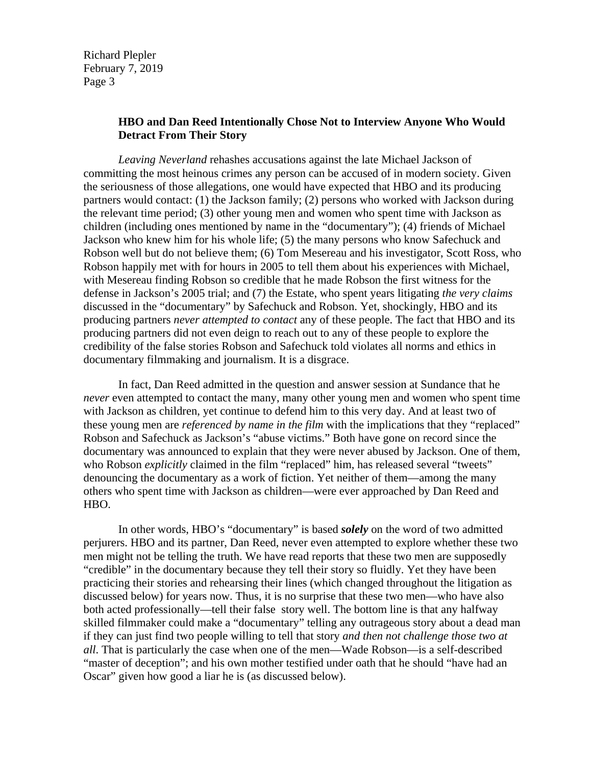**HBO and Dan Reed Intentionally Chose Not to Interview Anyone Who Would Detract From Their Story**

*Leaving Neverland* rehashes accusations against the late Michael Jackson of committing the most heinous crimes any person can be accused of in modern society. Given the seriousness of those allegations, one would have expected that HBO and its producing partners would contact: (1) the Jackson family; (2) persons who worked with Jackson during the relevant time period; (3) other young men and women who spent time with Jackson as children (including ones mentioned by name in the "documentary"); (4) friends of Michael Jackson who knew him for his whole life; (5) the many persons who know Safechuck and Robson well but do not believe them; (6) Tom Mesereau and his investigator, Scott Ross, who Robson happily met with for hours in 2005 to tell them about his experiences with Michael, with Mesereau finding Robson so credible that he made Robson the first witness for the defense in Jackson's 2005 trial; and (7) the Estate, who spent years litigating *the very claims* discussed in the "documentary" by Safechuck and Robson. Yet, shockingly, HBO and its producing partners *never attempted to contact* any of these people. The fact that HBO and its producing partners did not even deign to reach out to any of these people to explore the credibility of the false stories Robson and Safechuck told violates all norms and ethics in documentary filmmaking and journalism. It is a disgrace.

In fact, Dan Reed admitted in the question and answer session at Sundance that he *never* even attempted to contact the many, many other young men and women who spent time with Jackson as children, yet continue to defend him to this very day. And at least two of these young men are *referenced by name in the film* with the implications that they "replaced" Robson and Safechuck as Jackson's "abuse victims." Both have gone on record since the documentary was announced to explain that they were never abused by Jackson. One of them, who Robson *explicitly* claimed in the film "replaced" him, has released several "tweets" denouncing the documentary as a work of fiction. Yet neither of them—among the many others who spent time with Jackson as children—were ever approached by Dan Reed and HBO.

In other words, HBO's "documentary" is based ***solely*** on the word of two admitted perjurers. HBO and its partner, Dan Reed, never even attempted to explore whether these two men might not be telling the truth. We have read reports that these two men are supposedly "credible" in the documentary because they tell their story so fluidly. Yet they have been practicing their stories and rehearsing their lines (which changed throughout the litigation as discussed below) for years now. Thus, it is no surprise that these two men—who have also both acted professionally—tell their false story well. The bottom line is that any halfway skilled filmmaker could make a "documentary" telling any outrageous story about a dead man if they can just find two people willing to tell that story *and then not challenge those two at all*. That is particularly the case when one of the men—Wade Robson—is a self-described "master of deception"; and his own mother testified under oath that he should "have had an Oscar" given how good a liar he is (as discussed below).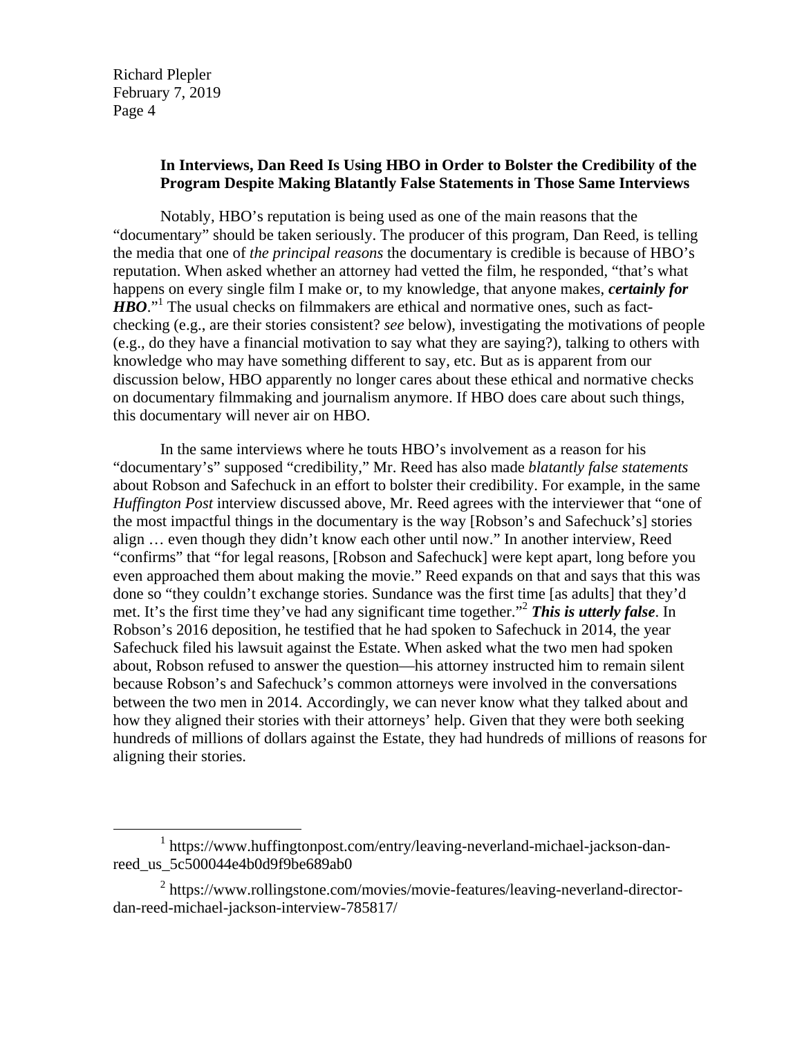**In Interviews, Dan Reed Is Using HBO in Order to Bolster the Credibility of the Program Despite Making Blatantly False Statements in Those Same Interviews**

Notably, HBO's reputation is being used as one of the main reasons that the "documentary" should be taken seriously. The producer of this program, Dan Reed, is telling the media that one of *the principal reasons* the documentary is credible is because of HBO's reputation. When asked whether an attorney had vetted the film, he responded, "that's what happens on every single film I make or, to my knowledge, that anyone makes, ***certainly for HBO***."[1] The usual checks on filmmakers are ethical and normative ones, such as fact-checking (e.g., are their stories consistent? *see* below), investigating the motivations of people (e.g., do they have a financial motivation to say what they are saying?), talking to others with knowledge who may have something different to say, etc. But as is apparent from our discussion below, HBO apparently no longer cares about these ethical and normative checks on documentary filmmaking and journalism anymore. If HBO does care about such things, this documentary will never air on HBO.

In the same interviews where he touts HBO's involvement as a reason for his "documentary's" supposed "credibility," Mr. Reed has also made *blatantly false statements* about Robson and Safechuck in an effort to bolster their credibility. For example, in the same *Huffington Post* interview discussed above, Mr. Reed agrees with the interviewer that "one of the most impactful things in the documentary is the way [Robson's and Safechuck's] stories align … even though they didn't know each other until now." In another interview, Reed "confirms" that "for legal reasons, [Robson and Safechuck] were kept apart, long before you even approached them about making the movie." Reed expands on that and says that this was done so "they couldn't exchange stories. Sundance was the first time [as adults] that they'd met. It's the first time they've had any significant time together."[2] ***This is utterly false***. In Robson's 2016 deposition, he testified that he had spoken to Safechuck in 2014, the year Safechuck filed his lawsuit against the Estate. When asked what the two men had spoken about, Robson refused to answer the question—his attorney instructed him to remain silent because Robson's and Safechuck's common attorneys were involved in the conversations between the two men in 2014. Accordingly, we can never know what they talked about and how they aligned their stories with their attorneys' help. Given that they were both seeking hundreds of millions of dollars against the Estate, they had hundreds of millions of reasons for aligning their stories.

---

[1] https://www.huffingtonpost.com/entry/leaving-neverland-michael-jackson-dan-reed_us_5c500044e4b0d9f9be689ab0

[2] https://www.rollingstone.com/movies/movie-features/leaving-neverland-director-dan-reed-michael-jackson-interview-785817/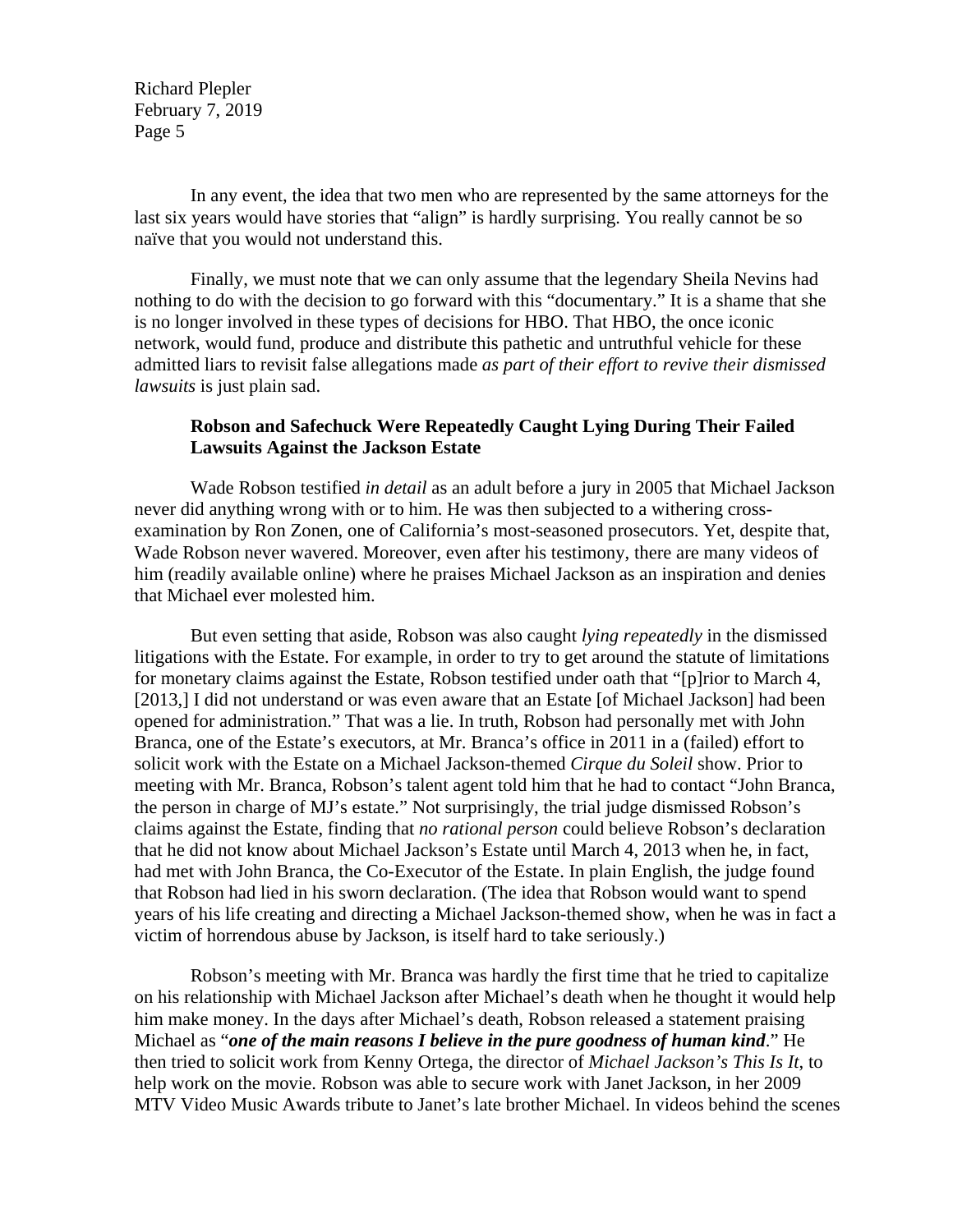In any event, the idea that two men who are represented by the same attorneys for the last six years would have stories that "align" is hardly surprising. You really cannot be so naïve that you would not understand this.

Finally, we must note that we can only assume that the legendary Sheila Nevins had nothing to do with the decision to go forward with this "documentary." It is a shame that she is no longer involved in these types of decisions for HBO. That HBO, the once iconic network, would fund, produce and distribute this pathetic and untruthful vehicle for these admitted liars to revisit false allegations made *as part of their effort to revive their dismissed lawsuits* is just plain sad.

**Robson and Safechuck Were Repeatedly Caught Lying During Their Failed Lawsuits Against the Jackson Estate**

Wade Robson testified *in detail* as an adult before a jury in 2005 that Michael Jackson never did anything wrong with or to him. He was then subjected to a withering cross-examination by Ron Zonen, one of California's most-seasoned prosecutors. Yet, despite that, Wade Robson never wavered. Moreover, even after his testimony, there are many videos of him (readily available online) where he praises Michael Jackson as an inspiration and denies that Michael ever molested him.

But even setting that aside, Robson was also caught *lying repeatedly* in the dismissed litigations with the Estate. For example, in order to try to get around the statute of limitations for monetary claims against the Estate, Robson testified under oath that "[p]rior to March 4, [2013,] I did not understand or was even aware that an Estate [of Michael Jackson] had been opened for administration." That was a lie. In truth, Robson had personally met with John Branca, one of the Estate's executors, at Mr. Branca's office in 2011 in a (failed) effort to solicit work with the Estate on a Michael Jackson-themed *Cirque du Soleil* show. Prior to meeting with Mr. Branca, Robson's talent agent told him that he had to contact "John Branca, the person in charge of MJ's estate." Not surprisingly, the trial judge dismissed Robson's claims against the Estate, finding that *no rational person* could believe Robson's declaration that he did not know about Michael Jackson's Estate until March 4, 2013 when he, in fact, had met with John Branca, the Co-Executor of the Estate. In plain English, the judge found that Robson had lied in his sworn declaration. (The idea that Robson would want to spend years of his life creating and directing a Michael Jackson-themed show, when he was in fact a victim of horrendous abuse by Jackson, is itself hard to take seriously.)

Robson's meeting with Mr. Branca was hardly the first time that he tried to capitalize on his relationship with Michael Jackson after Michael's death when he thought it would help him make money. In the days after Michael's death, Robson released a statement praising Michael as "***one of the main reasons I believe in the pure goodness of human kind***." He then tried to solicit work from Kenny Ortega, the director of *Michael Jackson's This Is It*, to help work on the movie. Robson was able to secure work with Janet Jackson, in her 2009 MTV Video Music Awards tribute to Janet's late brother Michael. In videos behind the scenes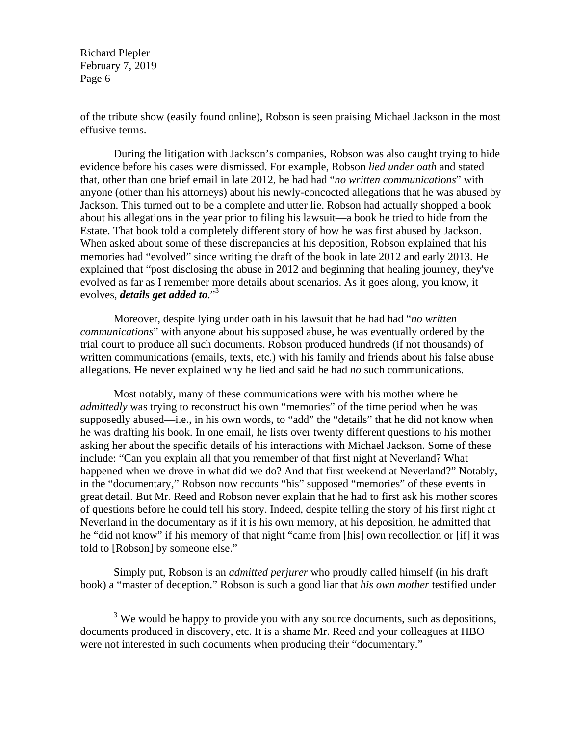of the tribute show (easily found online), Robson is seen praising Michael Jackson in the most effusive terms.

During the litigation with Jackson's companies, Robson was also caught trying to hide evidence before his cases were dismissed. For example, Robson *lied under oath* and stated that, other than one brief email in late 2012, he had had "*no written communications*" with anyone (other than his attorneys) about his newly-concocted allegations that he was abused by Jackson. This turned out to be a complete and utter lie. Robson had actually shopped a book about his allegations in the year prior to filing his lawsuit—a book he tried to hide from the Estate. That book told a completely different story of how he was first abused by Jackson. When asked about some of these discrepancies at his deposition, Robson explained that his memories had "evolved" since writing the draft of the book in late 2012 and early 2013. He explained that "post disclosing the abuse in 2012 and beginning that healing journey, they've evolved as far as I remember more details about scenarios. As it goes along, you know, it evolves, ***details get added to***."[3]

Moreover, despite lying under oath in his lawsuit that he had had "*no written communications*" with anyone about his supposed abuse, he was eventually ordered by the trial court to produce all such documents. Robson produced hundreds (if not thousands) of written communications (emails, texts, etc.) with his family and friends about his false abuse allegations. He never explained why he lied and said he had *no* such communications.

Most notably, many of these communications were with his mother where he *admittedly* was trying to reconstruct his own "memories" of the time period when he was supposedly abused—i.e., in his own words, to "add" the "details" that he did not know when he was drafting his book. In one email, he lists over twenty different questions to his mother asking her about the specific details of his interactions with Michael Jackson. Some of these include: "Can you explain all that you remember of that first night at Neverland? What happened when we drove in what did we do? And that first weekend at Neverland?" Notably, in the "documentary," Robson now recounts "his" supposed "memories" of these events in great detail. But Mr. Reed and Robson never explain that he had to first ask his mother scores of questions before he could tell his story. Indeed, despite telling the story of his first night at Neverland in the documentary as if it is his own memory, at his deposition, he admitted that he "did not know" if his memory of that night "came from [his] own recollection or [if] it was told to [Robson] by someone else."

Simply put, Robson is an *admitted perjurer* who proudly called himself (in his draft book) a "master of deception." Robson is such a good liar that *his own mother* testified under

---

[3] We would be happy to provide you with any source documents, such as depositions, documents produced in discovery, etc. It is a shame Mr. Reed and your colleagues at HBO were not interested in such documents when producing their "documentary."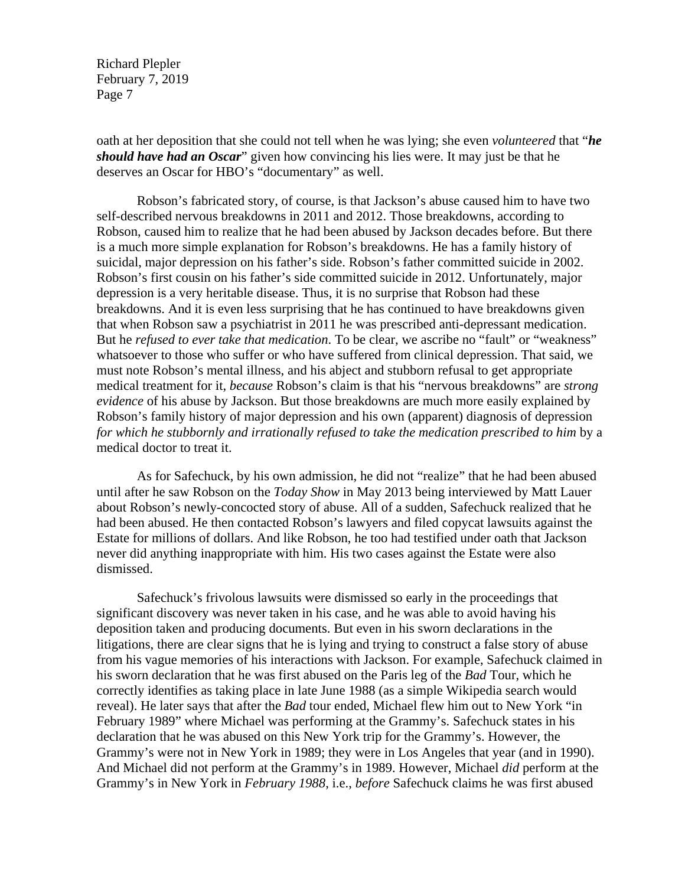oath at her deposition that she could not tell when he was lying; she even *volunteered* that "***he should have had an Oscar***" given how convincing his lies were. It may just be that he deserves an Oscar for HBO's "documentary" as well.

Robson's fabricated story, of course, is that Jackson's abuse caused him to have two self-described nervous breakdowns in 2011 and 2012. Those breakdowns, according to Robson, caused him to realize that he had been abused by Jackson decades before. But there is a much more simple explanation for Robson's breakdowns. He has a family history of suicidal, major depression on his father's side. Robson's father committed suicide in 2002. Robson's first cousin on his father's side committed suicide in 2012. Unfortunately, major depression is a very heritable disease. Thus, it is no surprise that Robson had these breakdowns. And it is even less surprising that he has continued to have breakdowns given that when Robson saw a psychiatrist in 2011 he was prescribed anti-depressant medication. But he *refused to ever take that medication*. To be clear, we ascribe no "fault" or "weakness" whatsoever to those who suffer or who have suffered from clinical depression. That said, we must note Robson's mental illness, and his abject and stubborn refusal to get appropriate medical treatment for it, *because* Robson's claim is that his "nervous breakdowns" are *strong evidence* of his abuse by Jackson. But those breakdowns are much more easily explained by Robson's family history of major depression and his own (apparent) diagnosis of depression *for which he stubbornly and irrationally refused to take the medication prescribed to him* by a medical doctor to treat it.

As for Safechuck, by his own admission, he did not "realize" that he had been abused until after he saw Robson on the *Today Show* in May 2013 being interviewed by Matt Lauer about Robson's newly-concocted story of abuse. All of a sudden, Safechuck realized that he had been abused. He then contacted Robson's lawyers and filed copycat lawsuits against the Estate for millions of dollars. And like Robson, he too had testified under oath that Jackson never did anything inappropriate with him. His two cases against the Estate were also dismissed.

Safechuck's frivolous lawsuits were dismissed so early in the proceedings that significant discovery was never taken in his case, and he was able to avoid having his deposition taken and producing documents. But even in his sworn declarations in the litigations, there are clear signs that he is lying and trying to construct a false story of abuse from his vague memories of his interactions with Jackson. For example, Safechuck claimed in his sworn declaration that he was first abused on the Paris leg of the *Bad* Tour, which he correctly identifies as taking place in late June 1988 (as a simple Wikipedia search would reveal). He later says that after the *Bad* tour ended, Michael flew him out to New York "in February 1989" where Michael was performing at the Grammy's. Safechuck states in his declaration that he was abused on this New York trip for the Grammy's. However, the Grammy's were not in New York in 1989; they were in Los Angeles that year (and in 1990). And Michael did not perform at the Grammy's in 1989. However, Michael *did* perform at the Grammy's in New York in *February 1988*, i.e., *before* Safechuck claims he was first abused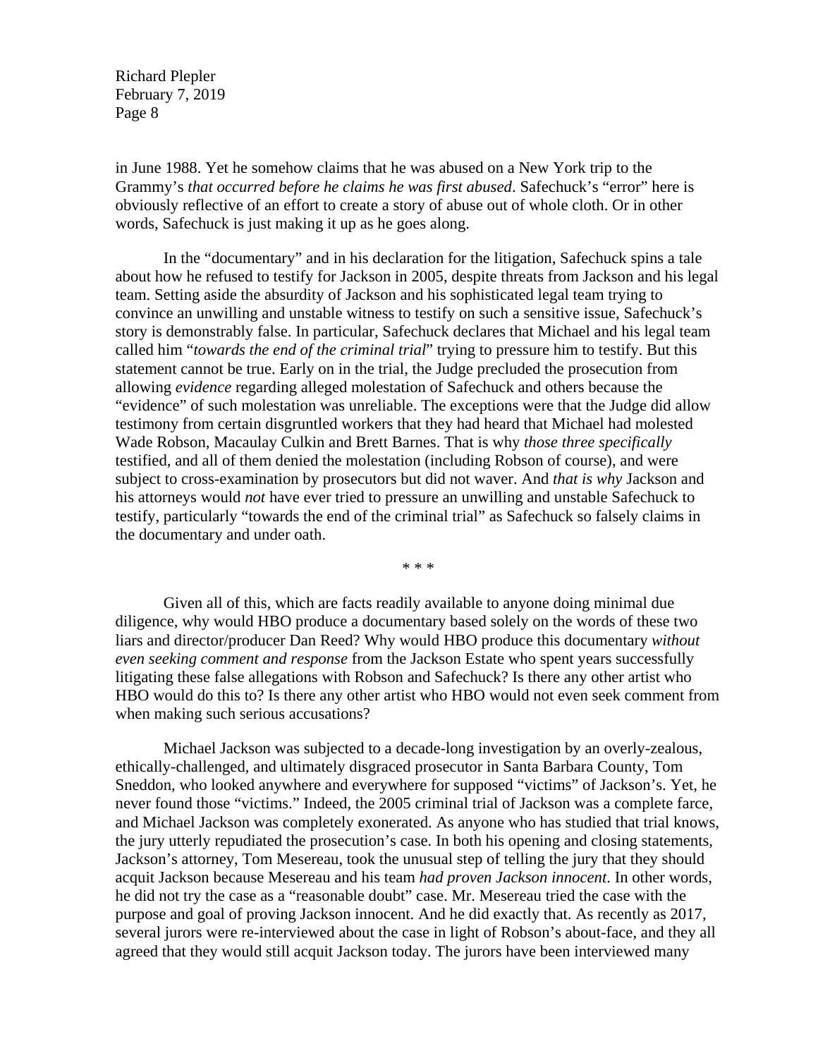in June 1988. Yet he somehow claims that he was abused on a New York trip to the Grammy's *that occurred before he claims he was first abused*. Safechuck's "error" here is obviously reflective of an effort to create a story of abuse out of whole cloth. Or in other words, Safechuck is just making it up as he goes along.

In the "documentary" and in his declaration for the litigation, Safechuck spins a tale about how he refused to testify for Jackson in 2005, despite threats from Jackson and his legal team. Setting aside the absurdity of Jackson and his sophisticated legal team trying to convince an unwilling and unstable witness to testify on such a sensitive issue, Safechuck's story is demonstrably false. In particular, Safechuck declares that Michael and his legal team called him "*towards the end of the criminal trial*" trying to pressure him to testify. But this statement cannot be true. Early on in the trial, the Judge precluded the prosecution from allowing *evidence* regarding alleged molestation of Safechuck and others because the "evidence" of such molestation was unreliable. The exceptions were that the Judge did allow testimony from certain disgruntled workers that they had heard that Michael had molested Wade Robson, Macaulay Culkin and Brett Barnes. That is why *those three specifically* testified, and all of them denied the molestation (including Robson of course), and were subject to cross-examination by prosecutors but did not waver. And *that is why* Jackson and his attorneys would *not* have ever tried to pressure an unwilling and unstable Safechuck to testify, particularly "towards the end of the criminal trial" as Safechuck so falsely claims in the documentary and under oath.

\* \* \*

Given all of this, which are facts readily available to anyone doing minimal due diligence, why would HBO produce a documentary based solely on the words of these two liars and director/producer Dan Reed? Why would HBO produce this documentary *without even seeking comment and response* from the Jackson Estate who spent years successfully litigating these false allegations with Robson and Safechuck? Is there any other artist who HBO would do this to? Is there any other artist who HBO would not even seek comment from when making such serious accusations?

Michael Jackson was subjected to a decade-long investigation by an overly-zealous, ethically-challenged, and ultimately disgraced prosecutor in Santa Barbara County, Tom Sneddon, who looked anywhere and everywhere for supposed "victims" of Jackson's. Yet, he never found those "victims." Indeed, the 2005 criminal trial of Jackson was a complete farce, and Michael Jackson was completely exonerated. As anyone who has studied that trial knows, the jury utterly repudiated the prosecution's case. In both his opening and closing statements, Jackson's attorney, Tom Mesereau, took the unusual step of telling the jury that they should acquit Jackson because Mesereau and his team *had proven Jackson innocent*. In other words, he did not try the case as a "reasonable doubt" case. Mr. Mesereau tried the case with the purpose and goal of proving Jackson innocent. And he did exactly that. As recently as 2017, several jurors were re-interviewed about the case in light of Robson's about-face, and they all agreed that they would still acquit Jackson today. The jurors have been interviewed many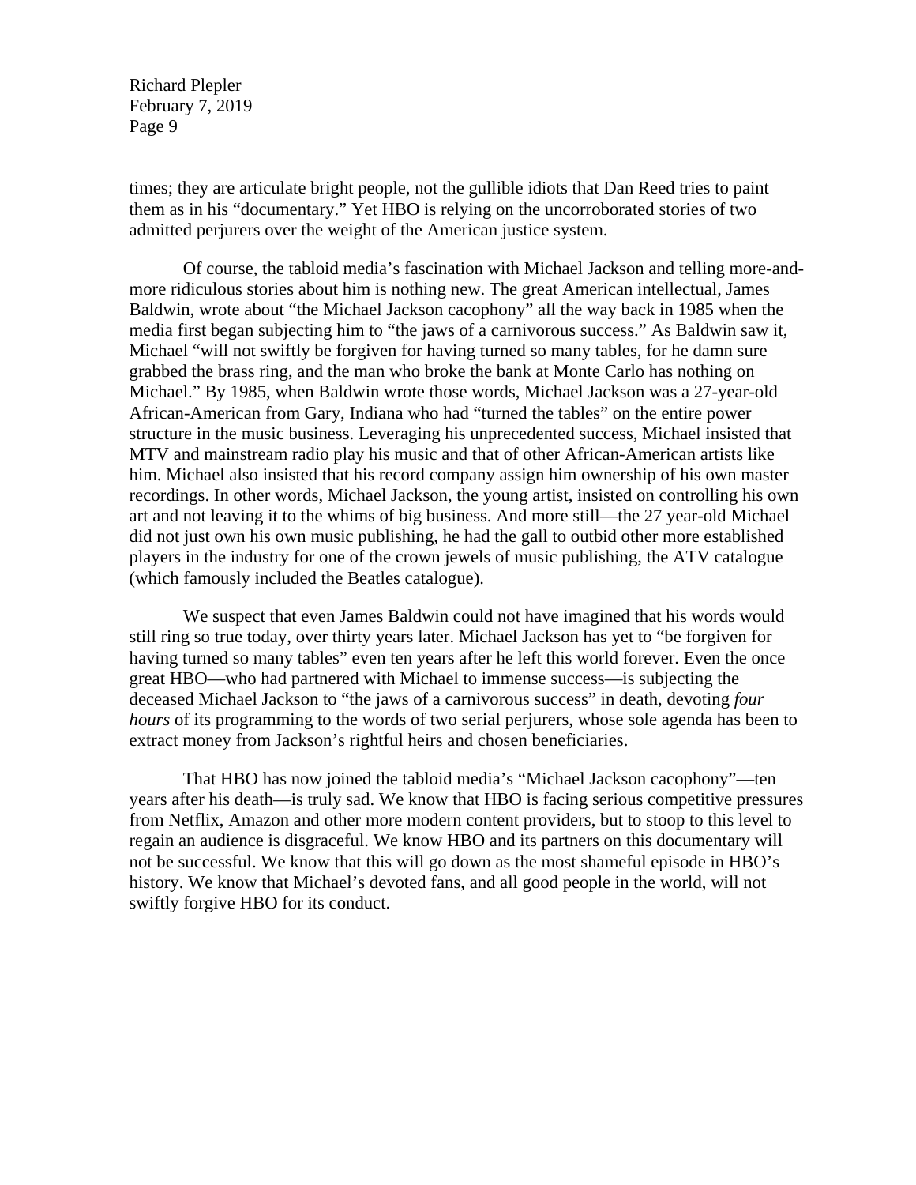times; they are articulate bright people, not the gullible idiots that Dan Reed tries to paint them as in his "documentary." Yet HBO is relying on the uncorroborated stories of two admitted perjurers over the weight of the American justice system.

Of course, the tabloid media's fascination with Michael Jackson and telling more-and-more ridiculous stories about him is nothing new. The great American intellectual, James Baldwin, wrote about "the Michael Jackson cacophony" all the way back in 1985 when the media first began subjecting him to "the jaws of a carnivorous success." As Baldwin saw it, Michael "will not swiftly be forgiven for having turned so many tables, for he damn sure grabbed the brass ring, and the man who broke the bank at Monte Carlo has nothing on Michael." By 1985, when Baldwin wrote those words, Michael Jackson was a 27-year-old African-American from Gary, Indiana who had "turned the tables" on the entire power structure in the music business. Leveraging his unprecedented success, Michael insisted that MTV and mainstream radio play his music and that of other African-American artists like him. Michael also insisted that his record company assign him ownership of his own master recordings. In other words, Michael Jackson, the young artist, insisted on controlling his own art and not leaving it to the whims of big business. And more still—the 27 year-old Michael did not just own his own music publishing, he had the gall to outbid other more established players in the industry for one of the crown jewels of music publishing, the ATV catalogue (which famously included the Beatles catalogue).

We suspect that even James Baldwin could not have imagined that his words would still ring so true today, over thirty years later. Michael Jackson has yet to "be forgiven for having turned so many tables" even ten years after he left this world forever. Even the once great HBO—who had partnered with Michael to immense success—is subjecting the deceased Michael Jackson to "the jaws of a carnivorous success" in death, devoting *four hours* of its programming to the words of two serial perjurers, whose sole agenda has been to extract money from Jackson's rightful heirs and chosen beneficiaries.

That HBO has now joined the tabloid media's "Michael Jackson cacophony"—ten years after his death—is truly sad. We know that HBO is facing serious competitive pressures from Netflix, Amazon and other more modern content providers, but to stoop to this level to regain an audience is disgraceful. We know HBO and its partners on this documentary will not be successful. We know that this will go down as the most shameful episode in HBO's history. We know that Michael's devoted fans, and all good people in the world, will not swiftly forgive HBO for its conduct.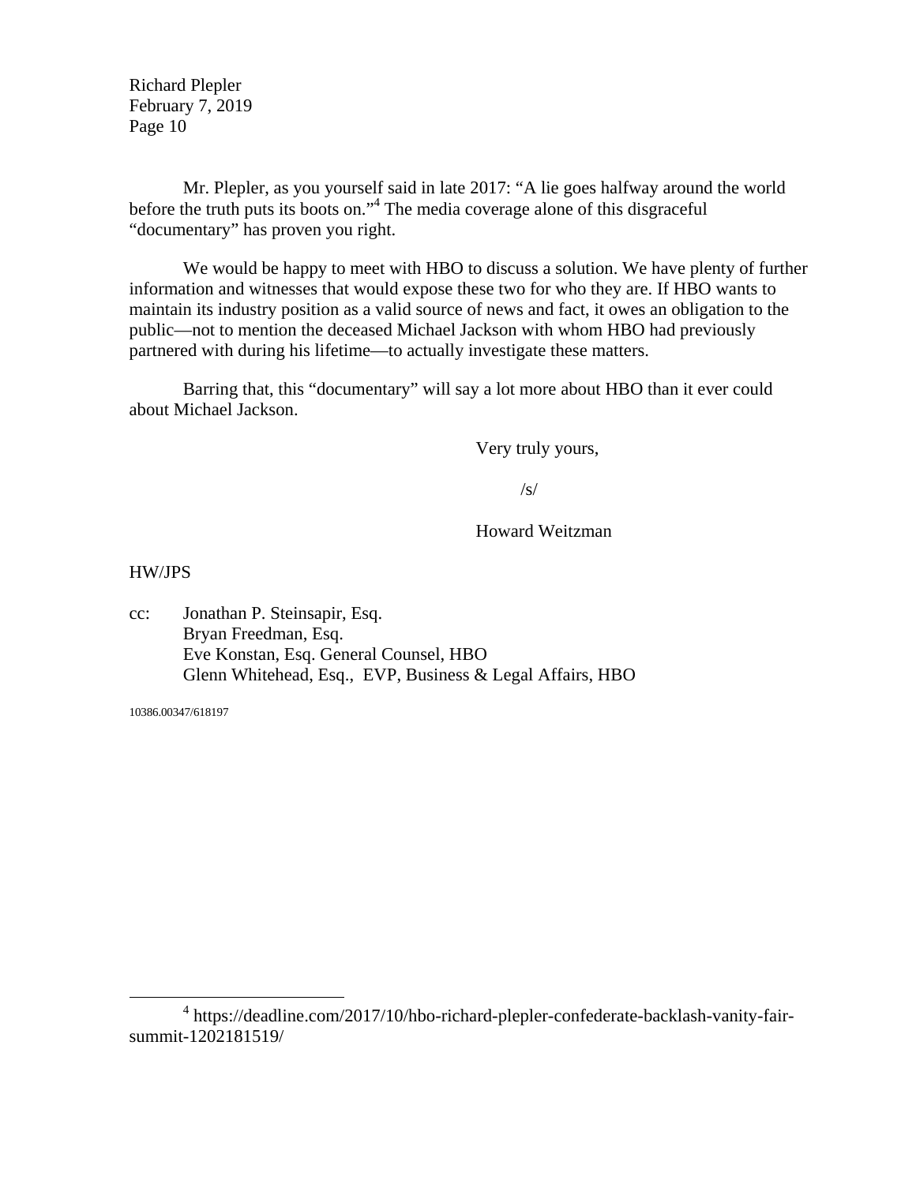Mr. Plepler, as you yourself said in late 2017: "A lie goes halfway around the world before the truth puts its boots on."[4] The media coverage alone of this disgraceful "documentary" has proven you right.

We would be happy to meet with HBO to discuss a solution. We have plenty of further information and witnesses that would expose these two for who they are. If HBO wants to maintain its industry position as a valid source of news and fact, it owes an obligation to the public—not to mention the deceased Michael Jackson with whom HBO had previously partnered with during his lifetime—to actually investigate these matters.

Barring that, this "documentary" will say a lot more about HBO than it ever could about Michael Jackson.

Very truly yours,

/s/

Howard Weitzman

HW/JPS

cc: Jonathan P. Steinsapir, Esq.
Bryan Freedman, Esq.
Eve Konstan, Esq. General Counsel, HBO
Glenn Whitehead, Esq., EVP, Business & Legal Affairs, HBO

10386.00347/618197

[4] https://deadline.com/2017/10/hbo-richard-plepler-confederate-backlash-vanity-fair-summit-1202181519/